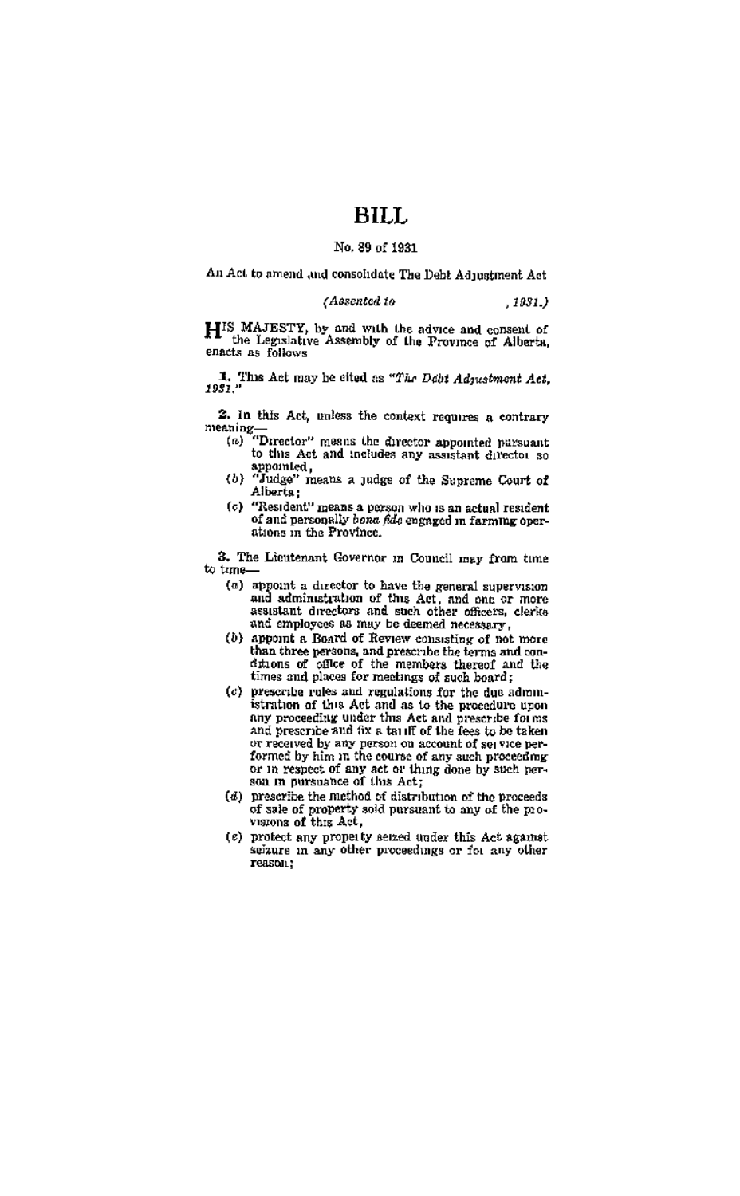# BILL

No. 89 of 1931

An Act to amend and consolidate The Debt Adjustment Act

*(Assented to , 1931.)*

HIS MAJESTY, by and with the advice and consent of the Legislative Assembly of the Province of Alberta, enacts as follows:

**1.** This Act may be cited as "*The Debt Adjustment Act, 1931.*"

**2.** In this Act, unless the context requires a contrary meaning—

(*a*) "Director" means the director appointed pursuant to this Act and includes any assistant director so appointed;

(*b*) "Judge" means a judge of the Supreme Court of Alberta;

(*c*) "Resident" means a person who is an actual resident of and personally *bona fide* engaged in farming operations in the Province.

**3.** The Lieutenant Governor in Council may from time to time—

(*a*) appoint a director to have the general supervision and administration of this Act, and one or more assistant directors and such other officers, clerks and employees as may be deemed necessary;

(*b*) appoint a Board of Review consisting of not more than three persons, and prescribe the terms and conditions of office of the members thereof and the times and places for meetings of such board;

(*c*) prescribe rules and regulations for the due administration of this Act and as to the procedure upon any proceeding under this Act and prescribe forms and prescribe and fix a tariff of the fees to be taken or received by any person on account of service performed by him in the course of any such proceeding or in respect of any act or thing done by such person in pursuance of this Act;

(*d*) prescribe the method of distribution of the proceeds of sale of property sold pursuant to any of the provisions of this Act;

(*e*) protect any property seized under this Act against seizure in any other proceedings or for any other reason;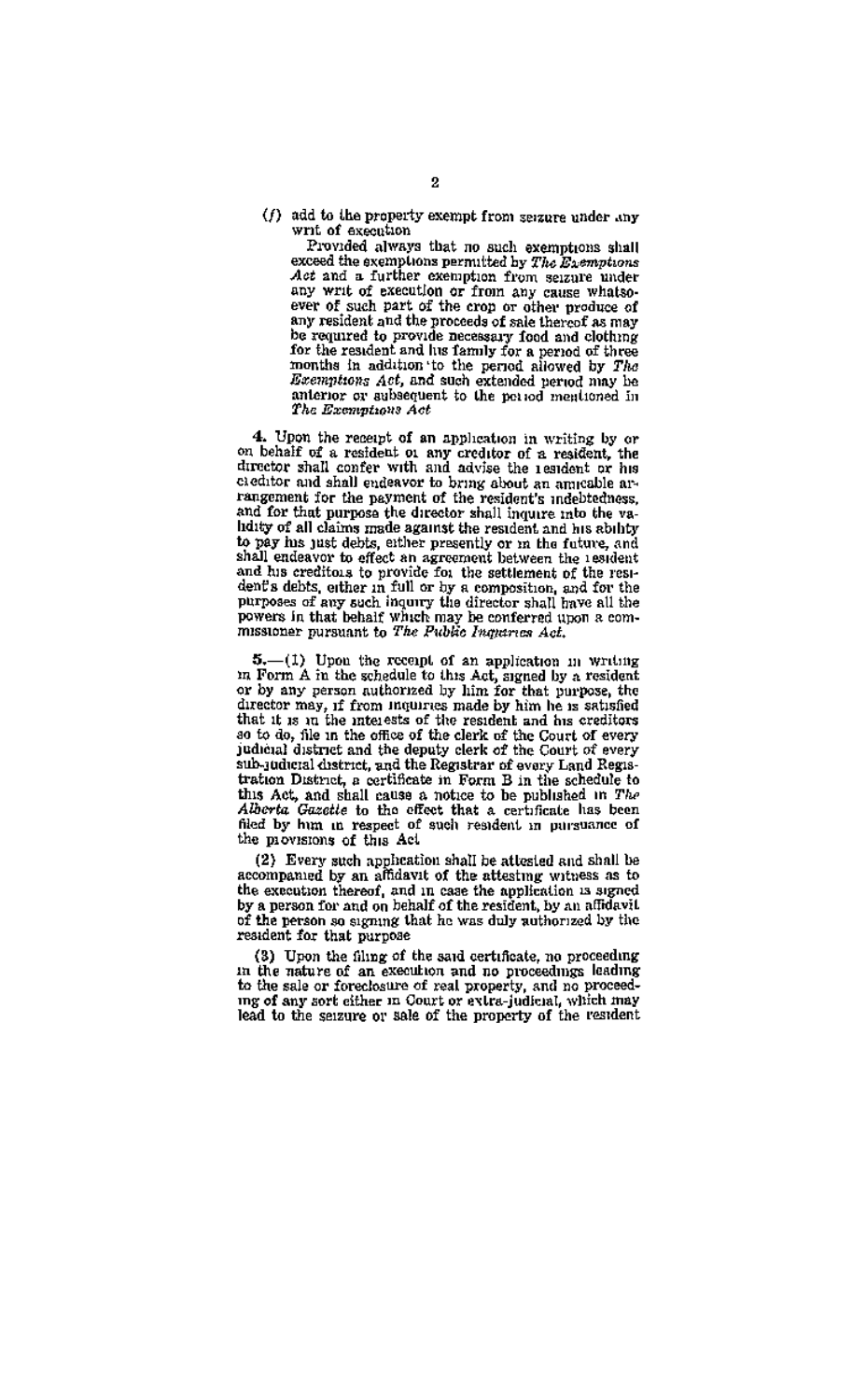(*f*) add to the property exempt from seizure under any writ of execution

Provided always that no such exemptions shall exceed the exemptions permitted by *The Exemptions Act* and a further exemption from seizure under any writ of execution or from any cause whatsoever of such part of the crop or other produce of any resident and the proceeds of sale thereof as may be required to provide necessary food and clothing for the resident and his family for a period of three months in addition to the period allowed by *The Exemptions Act*, and such extended period may be anterior or subsequent to the period mentioned in *The Exemptions Act*

**4.** Upon the receipt of an application in writing by or on behalf of a resident or any creditor of a resident, the director shall confer with and advise the resident or his creditor and shall endeavor to bring about an amicable arrangement for the payment of the resident's indebtedness, and for that purpose the director shall inquire into the validity of all claims made against the resident and his ability to pay his just debts, either presently or in the future, and shall endeavor to effect an agreement between the resident and his creditors to provide for the settlement of the resident's debts, either in full or by a composition, and for the purposes of any such inquiry the director shall have all the powers in that behalf which may be conferred upon a commissioner pursuant to *The Public Inquiries Act*.

**5.**—(1) Upon the receipt of an application in writing in Form A in the schedule to this Act, signed by a resident or by any person authorized by him for that purpose, the director may, if from inquiries made by him he is satisfied that it is in the interests of the resident and his creditors so to do, file in the office of the clerk of the Court of every judicial district and the deputy clerk of the Court of every sub-judicial district, and the Registrar of every Land Registration District, a certificate in Form B in the schedule to this Act, and shall cause a notice to be published in *The Alberta Gazette* to the effect that a certificate has been filed by him in respect of such resident in pursuance of the provisions of this Act

(2) Every such application shall be attested and shall be accompanied by an affidavit of the attesting witness as to the execution thereof, and in case the application is signed by a person for and on behalf of the resident, by an affidavit of the person so signing that he was duly authorized by the resident for that purpose

(3) Upon the filing of the said certificate, no proceeding in the nature of an execution and no proceedings leading to the sale or foreclosure of real property, and no proceeding of any sort either in Court or extra-judicial, which may lead to the seizure or sale of the property of the resident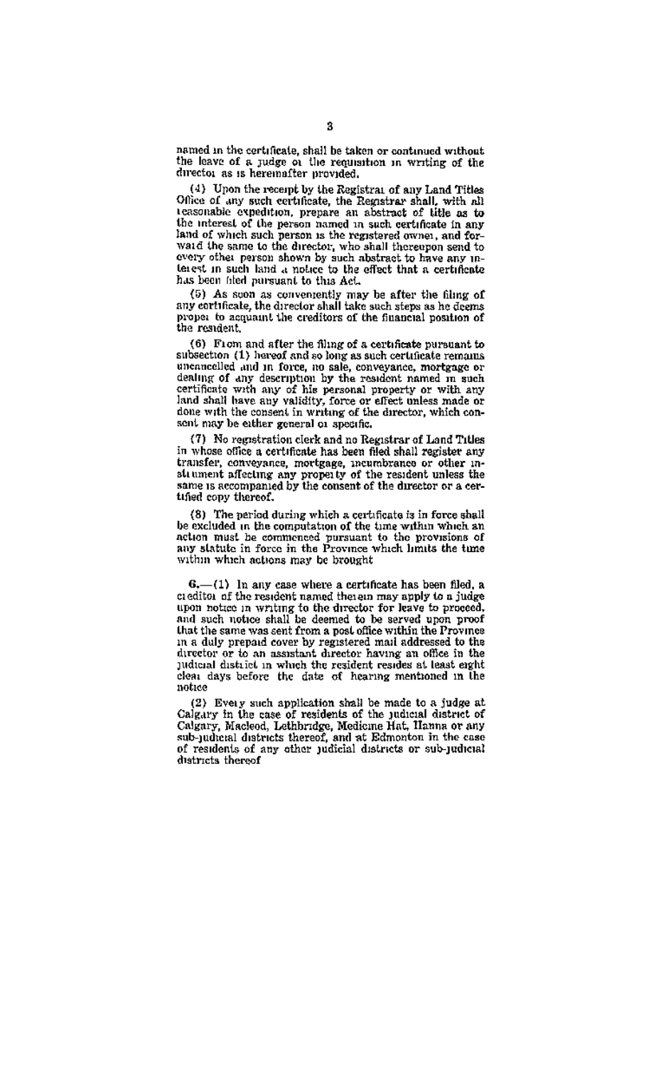named in the certificate, shall be taken or continued without the leave of a judge or the requisition in writing of the director as is hereinafter provided.

(4) Upon the receipt by the Registrar of any Land Titles Office of any such certificate, the Registrar shall, with all reasonable expedition, prepare an abstract of title as to the interest of the person named in such certificate in any land of which such person is the registered owner, and forward the same to the director, who shall thereupon send to every other person shown by such abstract to have any interest in such land a notice to the effect that a certificate has been filed pursuant to this Act.

(5) As soon as conveniently may be after the filing of any certificate, the director shall take such steps as he deems proper to acquaint the creditors of the financial position of the resident.

(6) From and after the filing of a certificate pursuant to subsection (1) hereof and so long as such certificate remains uncancelled and in force, no sale, conveyance, mortgage or dealing of any description by the resident named in such certificate with any of his personal property or with any land shall have any validity, force or effect unless made or done with the consent in writing of the director, which consent may be either general or specific.

(7) No registration clerk and no Registrar of Land Titles in whose office a certificate has been filed shall register any transfer, conveyance, mortgage, incumbrance or other instrument affecting any property of the resident unless the same is accompanied by the consent of the director or a certified copy thereof.

(8) The period during which a certificate is in force shall be excluded in the computation of the time within which an action must be commenced pursuant to the provisions of any statute in force in the Province which limits the time within which actions may be brought

**6.**—(1) In any case where a certificate has been filed, a creditor of the resident named therein may apply to a judge upon notice in writing to the director for leave to proceed, and such notice shall be deemed to be served upon proof that the same was sent from a post office within the Province in a duly prepaid cover by registered mail addressed to the director or to an assistant director having an office in the judicial district in which the resident resides at least eight clear days before the date of hearing mentioned in the notice

(2) Every such application shall be made to a judge at Calgary in the case of residents of the judicial district of Calgary, Macleod, Lethbridge, Medicine Hat, Hanna or any sub-judicial districts thereof, and at Edmonton in the case of residents of any other judicial districts or sub-judicial districts thereof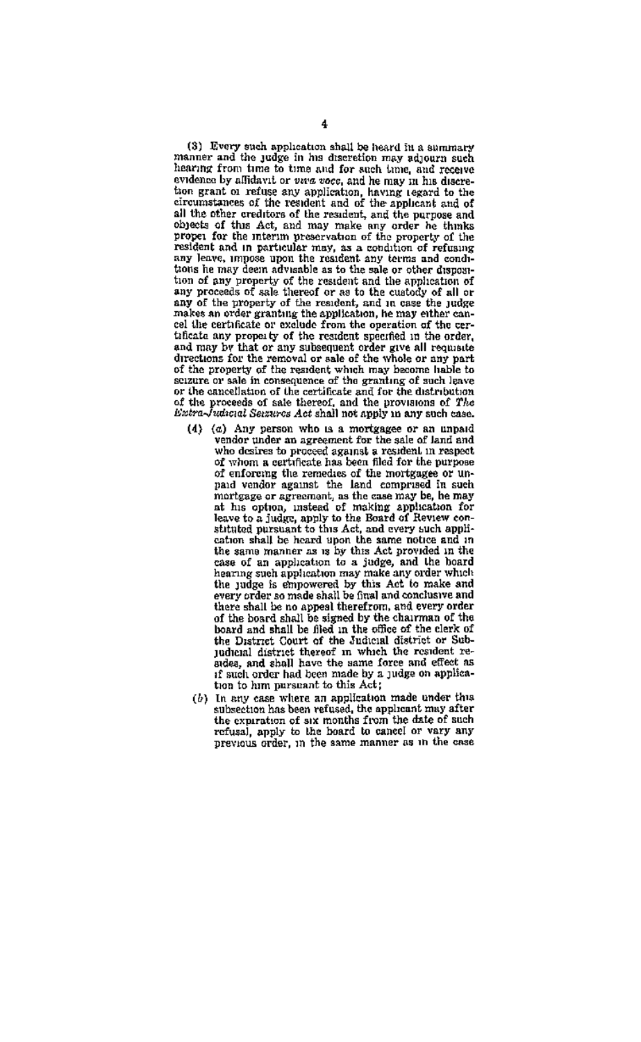(3) Every such application shall be heard in a summary manner and the judge in his discretion may adjourn such hearing from time to time and for such time, and receive evidence by affidavit or *viva voce*, and he may in his discretion grant or refuse any application, having regard to the circumstances of the resident and of the applicant and of all the other creditors of the resident, and the purpose and objects of this Act, and may make any order he thinks proper for the interim preservation of the property of the resident and in particular may, as a condition of refusing any leave, impose upon the resident any terms and conditions he may deem advisable as to the sale or other disposition of any property of the resident and the application of any proceeds of sale thereof or as to the custody of all or any of the property of the resident, and in case the judge makes an order granting the application, he may either cancel the certificate or exclude from the operation of the certificate any property of the resident specified in the order, and may by that or any subsequent order give all requisite directions for the removal or sale of the whole or any part of the property of the resident which may become liable to seizure or sale in consequence of the granting of such leave or the cancellation of the certificate and for the distribution of the proceeds of sale thereof, and the provisions of *The Extra-Judicial Seizures Act* shall not apply in any such case.

(4) (*a*) Any person who is a mortgagee or an unpaid vendor under an agreement for the sale of land and who desires to proceed against a resident in respect of whom a certificate has been filed for the purpose of enforcing the remedies of the mortgagee or unpaid vendor against the land comprised in such mortgage or agreement, as the case may be, he may at his option, instead of making application for leave to a judge, apply to the Board of Review constituted pursuant to this Act, and every such application shall be heard upon the same notice and in the same manner as is by this Act provided in the case of an application to a judge, and the board hearing such application may make any order which the judge is empowered by this Act to make and every order so made shall be final and conclusive and there shall be no appeal therefrom, and every order of the board shall be signed by the chairman of the board and shall be filed in the office of the clerk of the District Court of the Judicial district or Sub-judicial district thereof in which the resident resides, and shall have the same force and effect as if such order had been made by a judge on application to him pursuant to this Act;

(*b*) In any case where an application made under this subsection has been refused, the applicant may after the expiration of six months from the date of such refusal, apply to the board to cancel or vary any previous order, in the same manner as in the case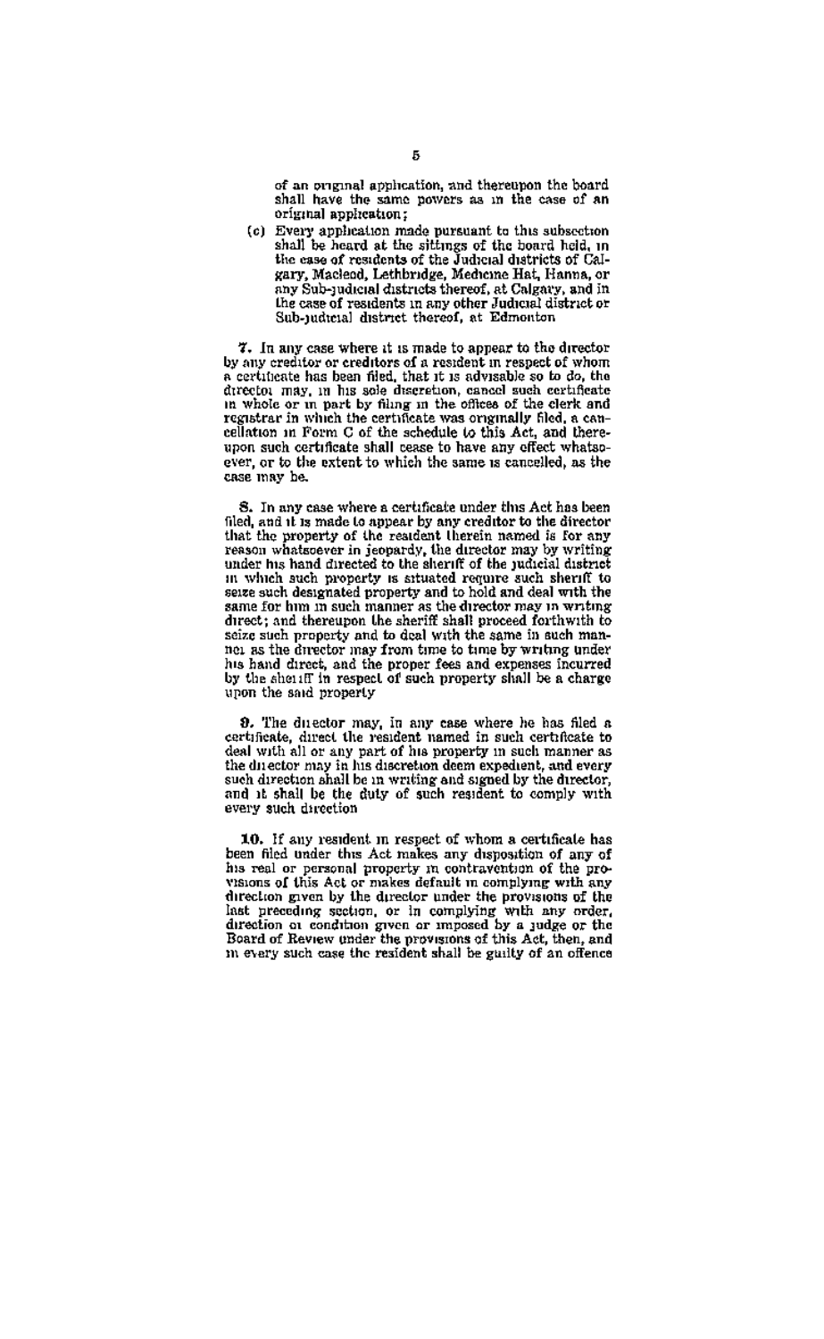of an original application, and thereupon the board shall have the same powers as in the case of an original application;

(c) Every application made pursuant to this subsection shall be heard at the sittings of the board held, in the case of residents of the Judicial districts of Calgary, Macleod, Lethbridge, Medicine Hat, Hanna, or any Sub-judicial districts thereof, at Calgary, and in the case of residents in any other Judicial district or Sub-judicial district thereof, at Edmonton

**7.** In any case where it is made to appear to the director by any creditor or creditors of a resident in respect of whom a certificate has been filed, that it is advisable so to do, the director may, in his sole discretion, cancel such certificate in whole or in part by filing in the offices of the clerk and registrar in which the certificate was originally filed, a cancellation in Form C of the schedule to this Act, and thereupon such certificate shall cease to have any effect whatsoever, or to the extent to which the same is cancelled, as the case may be.

**8.** In any case where a certificate under this Act has been filed, and it is made to appear by any creditor to the director that the property of the resident therein named is for any reason whatsoever in jeopardy, the director may by writing under his hand directed to the sheriff of the judicial district in which such property is situated require such sheriff to seize such designated property and to hold and deal with the same for him in such manner as the director may in writing direct; and thereupon the sheriff shall proceed forthwith to seize such property and to deal with the same in such manner as the director may from time to time by writing under his hand direct, and the proper fees and expenses incurred by the sheriff in respect of such property shall be a charge upon the said property

**9.** The director may, in any case where he has filed a certificate, direct the resident named in such certificate to deal with all or any part of his property in such manner as the director may in his discretion deem expedient, and every such direction shall be in writing and signed by the director, and it shall be the duty of such resident to comply with every such direction

**10.** If any resident in respect of whom a certificate has been filed under this Act makes any disposition of any of his real or personal property in contravention of the provisions of this Act or makes default in complying with any direction given by the director under the provisions of the last preceding section, or in complying with any order, direction or condition given or imposed by a judge or the Board of Review under the provisions of this Act, then, and in every such case the resident shall be guilty of an offence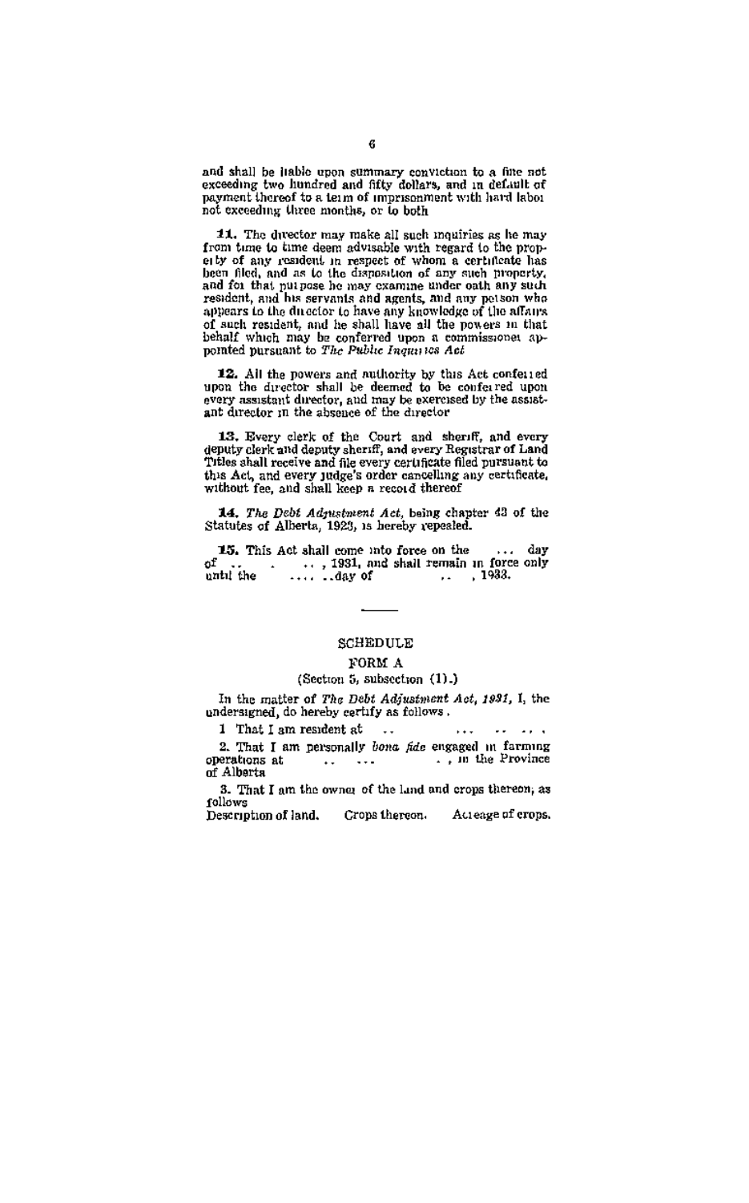and shall be liable upon summary conviction to a fine not exceeding two hundred and fifty dollars, and in default of payment thereof to a term of imprisonment with hard labor not exceeding three months, or to both

**11.** The director may make all such inquiries as he may from time to time deem advisable with regard to the property of any resident in respect of whom a certificate has been filed, and as to the disposition of any such property, and for that purpose he may examine under oath any such resident, and his servants and agents, and any person who appears to the director to have any knowledge of the affairs of such resident, and he shall have all the powers in that behalf which may be conferred upon a commissioner appointed pursuant to *The Public Inquiries Act*

**12.** All the powers and authority by this Act conferred upon the director shall be deemed to be conferred upon every assistant director, and may be exercised by the assistant director in the absence of the director

**13.** Every clerk of the Court and sheriff, and every deputy clerk and deputy sheriff, and every Registrar of Land Titles shall receive and file every certificate filed pursuant to this Act, and every judge's order cancelling any certificate, without fee, and shall keep a record thereof

**14.** *The Debt Adjustment Act*, being chapter 43 of the Statutes of Alberta, 1923, is hereby repealed.

**15.** This Act shall come into force on the ... day of .. . .. , 1931, and shall remain in force only until the .... ..day of .. , 1933.

---

## SCHEDULE

### FORM A

(Section 5, subsection (1).)

In the matter of *The Debt Adjustment Act, 1931*, I, the undersigned, do hereby certify as follows.

1 That I am resident at .. ... .. .. .

2. That I am personally *bona fide* engaged in farming operations at .. ... . , in the Province of Alberta

3. That I am the owner of the land and crops thereon, as follows

Description of land. Crops thereon. Acreage of crops.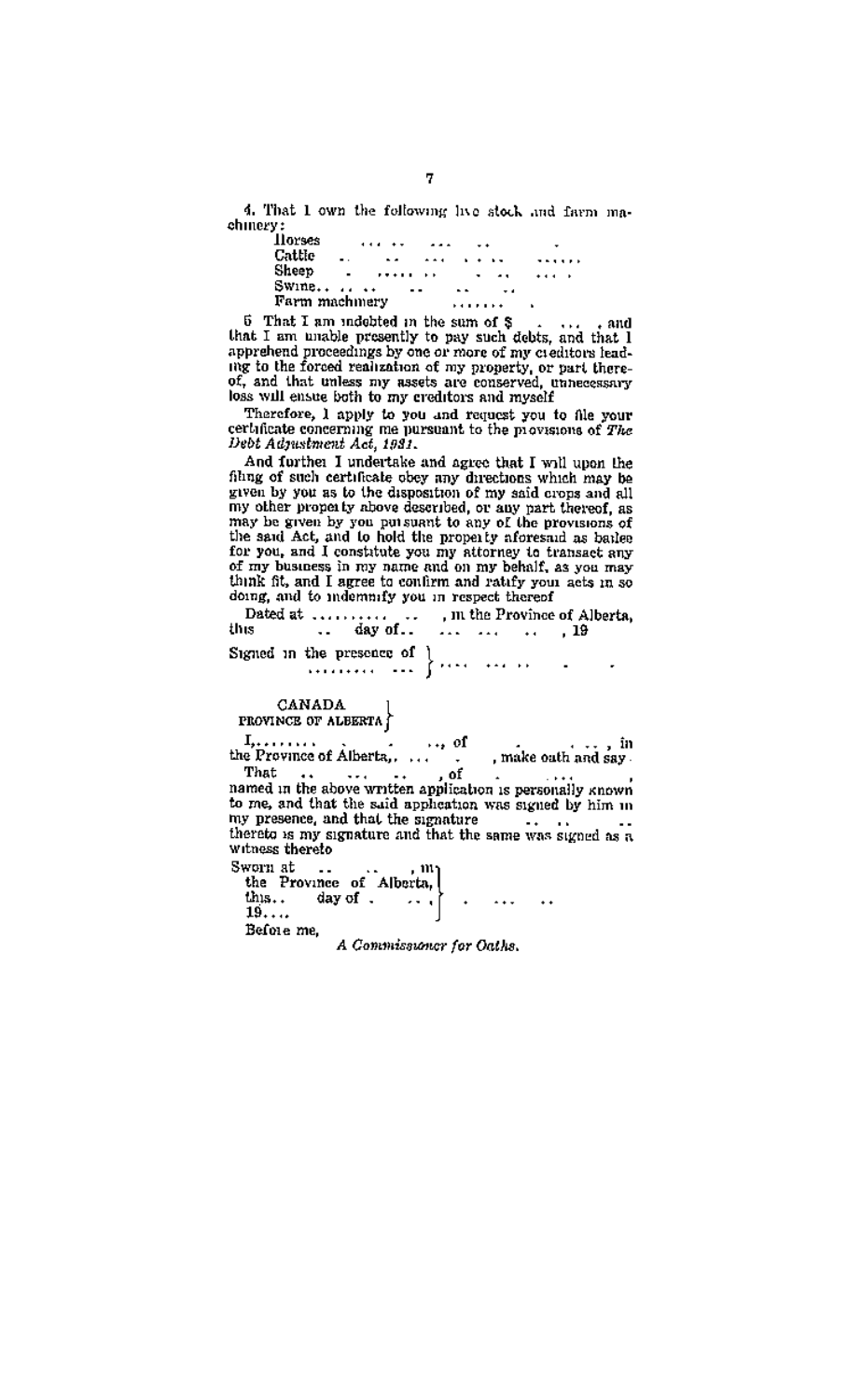4. That I own the following live stock and farm machinery:

Horses . . . . . . . . . . . .

Cattle . . . . . . . . . . . . . . . . .

Sheep . . . . . . . . . . . . . . . . .

Swine. . . . . . . . . . . . .

Farm machinery . . . . . . . .

5. That I am indebted in the sum of $ . . . . , and that I am unable presently to pay such debts, and that I apprehend proceedings by one or more of my creditors leading to the forced realization of my property, or part thereof, and that unless my assets are conserved, unnecessary loss will ensue both to my creditors and myself

Therefore, I apply to you and request you to file your certificate concerning me pursuant to the provisions of *The Debt Adjustment Act, 1931*.

And further I undertake and agree that I will upon the filing of such certificate obey any directions which may be given by you as to the disposition of my said crops and all my other property above described, or any part thereof, as may be given by you pursuant to any of the provisions of the said Act, and to hold the property aforesaid as bailee for you, and I constitute you my attorney to transact any of my business in my name and on my behalf, as you may think fit, and I agree to confirm and ratify your acts in so doing, and to indemnify you in respect thereof

Dated at . . . . . . . . . . , in the Province of Alberta, this . . day of . . . . . . . . , 19

Signed in the presence of . . . . . . . . . . . . } . . . . . . . . .

CANADA
PROVINCE OF ALBERTA }

I, . . . . . . . . . ., of . . . . , in the Province of Alberta, . . . . , make oath and say.

That . . . . . . . . , of . . . . , named in the above written application is personally known to me, and that the said application was signed by him in my presence, and that the signature . . . . . thereto is my signature and that the same was signed as a witness thereto

Sworn at . . . . , in
the Province of Alberta,
this . . day of . . . . ,
19. . . . } . . . . . .

Before me,

*A Commissioner for Oaths.*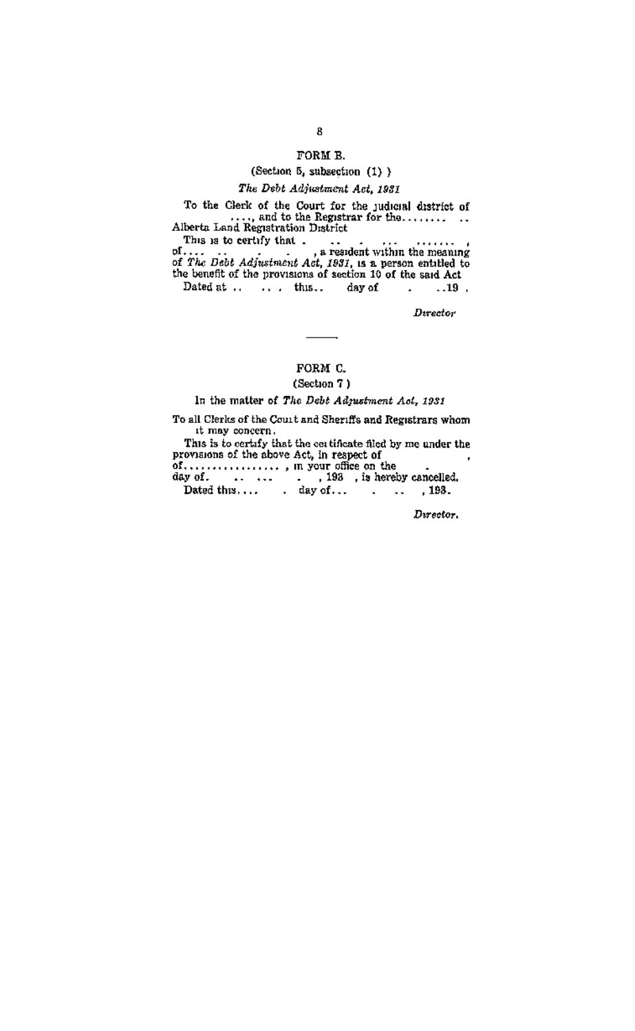## FORM B.

(Section 5, subsection (1))

*The Debt Adjustment Act, 1931*

To the Clerk of the Court for the judicial district of ...., and to the Registrar for the........ .. Alberta Land Registration District

This is to certify that . .. . ... ........ , of.... .. . . , a resident within the meaning of *The Debt Adjustment Act, 1931*, is a person entitled to the benefit of the provisions of section 10 of the said Act

Dated at .. .. . this.. day of . ..19 .

*Director*

---

## FORM C.

(Section 7)

In the matter of *The Debt Adjustment Act, 1931*

To all Clerks of the Court and Sheriffs and Registrars whom it may concern.

This is to certify that the certificate filed by me under the provisions of the above Act, in respect of , of................, in your office on the . day of. .. ... . , 193 , is hereby cancelled.

Dated this.... . day of... . .. , 193.

*Director.*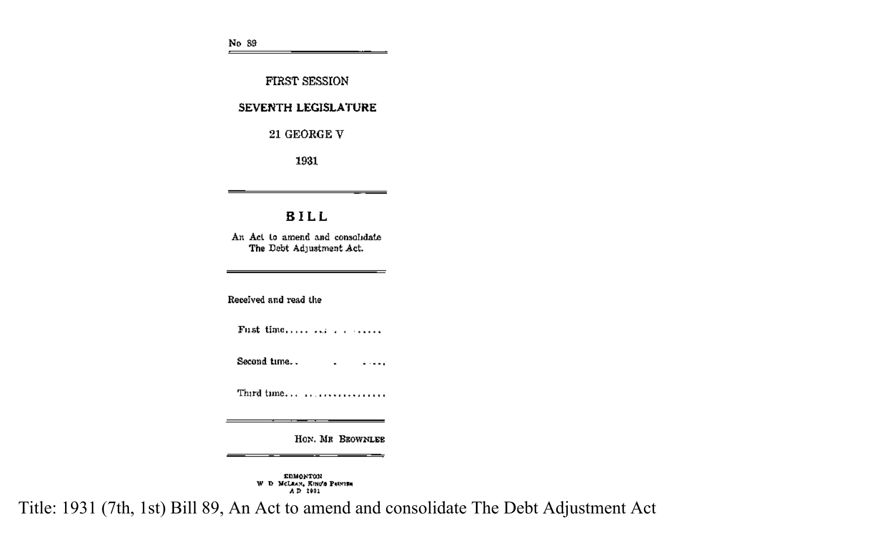No 89

FIRST SESSION

SEVENTH LEGISLATURE

21 GEORGE V

1931

# BILL

An Act to amend and consolidate The Debt Adjustment Act.

Received and read the

First time..........................

Second time.........................

Third time..........................

HON. MR BROWNLEE

EDMONTON
W D McLEAN, KING'S PRINTER
A D 1931

Title: 1931 (7th, 1st) Bill 89, An Act to amend and consolidate The Debt Adjustment Act